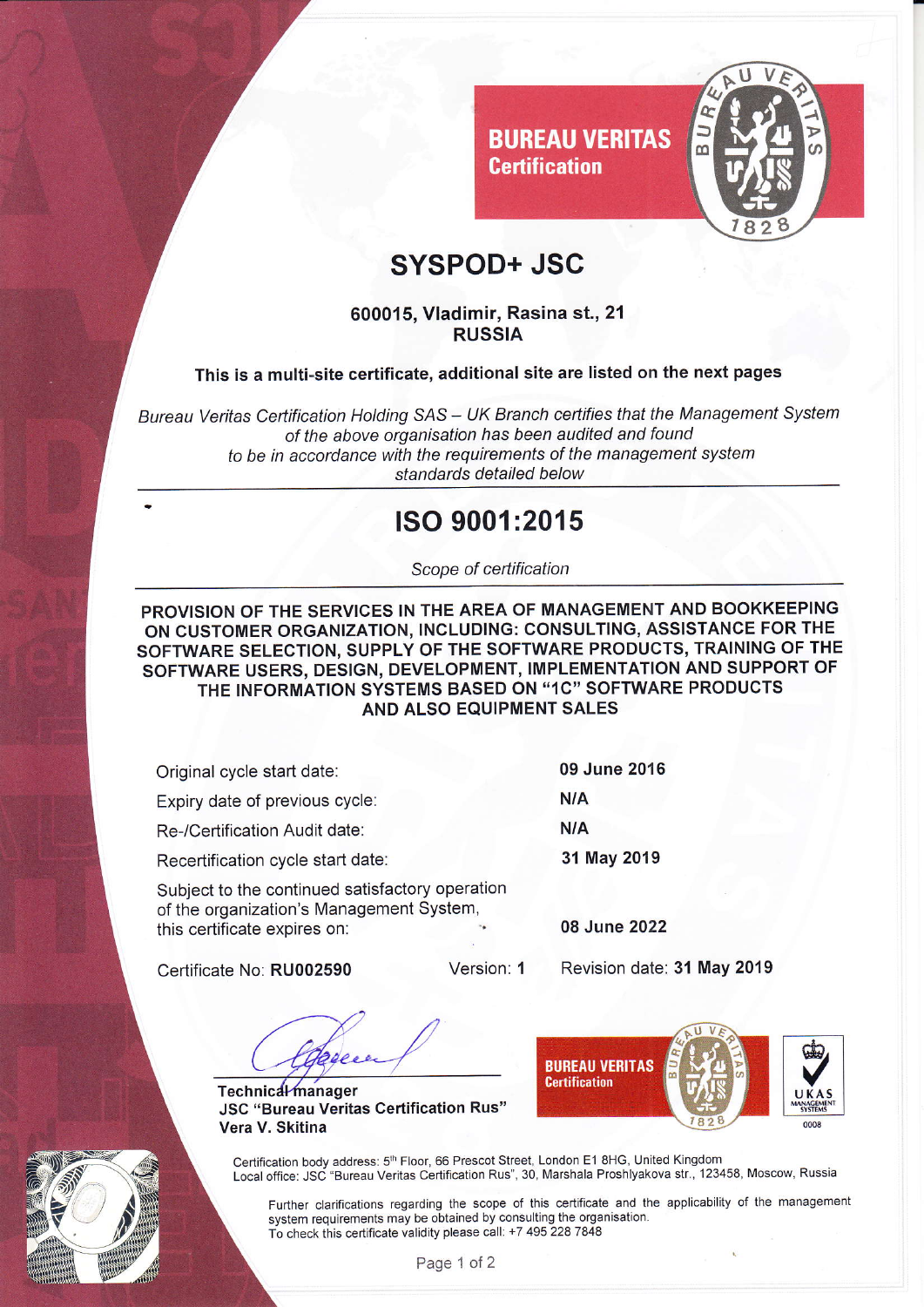**BUREAU VERITAS**
**Certification**

# SYSPOD+ JSC

**600015, Vladimir, Rasina st., 21**
**RUSSIA**

**This is a multi-site certificate, additional site are listed on the next pages**

*Bureau Veritas Certification Holding SAS – UK Branch certifies that the Management System of the above organisation has been audited and found to be in accordance with the requirements of the management system standards detailed below*

## ISO 9001:2015

*Scope of certification*

**PROVISION OF THE SERVICES IN THE AREA OF MANAGEMENT AND BOOKKEEPING ON CUSTOMER ORGANIZATION, INCLUDING: CONSULTING, ASSISTANCE FOR THE SOFTWARE SELECTION, SUPPLY OF THE SOFTWARE PRODUCTS, TRAINING OF THE SOFTWARE USERS, DESIGN, DEVELOPMENT, IMPLEMENTATION AND SUPPORT OF THE INFORMATION SYSTEMS BASED ON "1C" SOFTWARE PRODUCTS AND ALSO EQUIPMENT SALES**

| | |
|---|---|
| Original cycle start date: | **09 June 2016** |
| Expiry date of previous cycle: | **N/A** |
| Re-/Certification Audit date: | **N/A** |
| Recertification cycle start date: | **31 May 2019** |
| Subject to the continued satisfactory operation of the organization's Management System, this certificate expires on: | **08 June 2022** |

Certificate No: **RU002590** Version: **1** Revision date: **31 May 2019**

Technical manager
**JSC "Bureau Veritas Certification Rus"**
**Vera V. Skitina**

**BUREAU VERITAS Certification**

UKAS MANAGEMENT SYSTEMS 0008

Certification body address: 5th Floor, 66 Prescot Street, London E1 8HG, United Kingdom
Local office: JSC "Bureau Veritas Certification Rus", 30, Marshala Proshlyakova str., 123458, Moscow, Russia

Further clarifications regarding the scope of this certificate and the applicability of the management system requirements may be obtained by consulting the organisation.
To check this certificate validity please call: +7 495 228 7848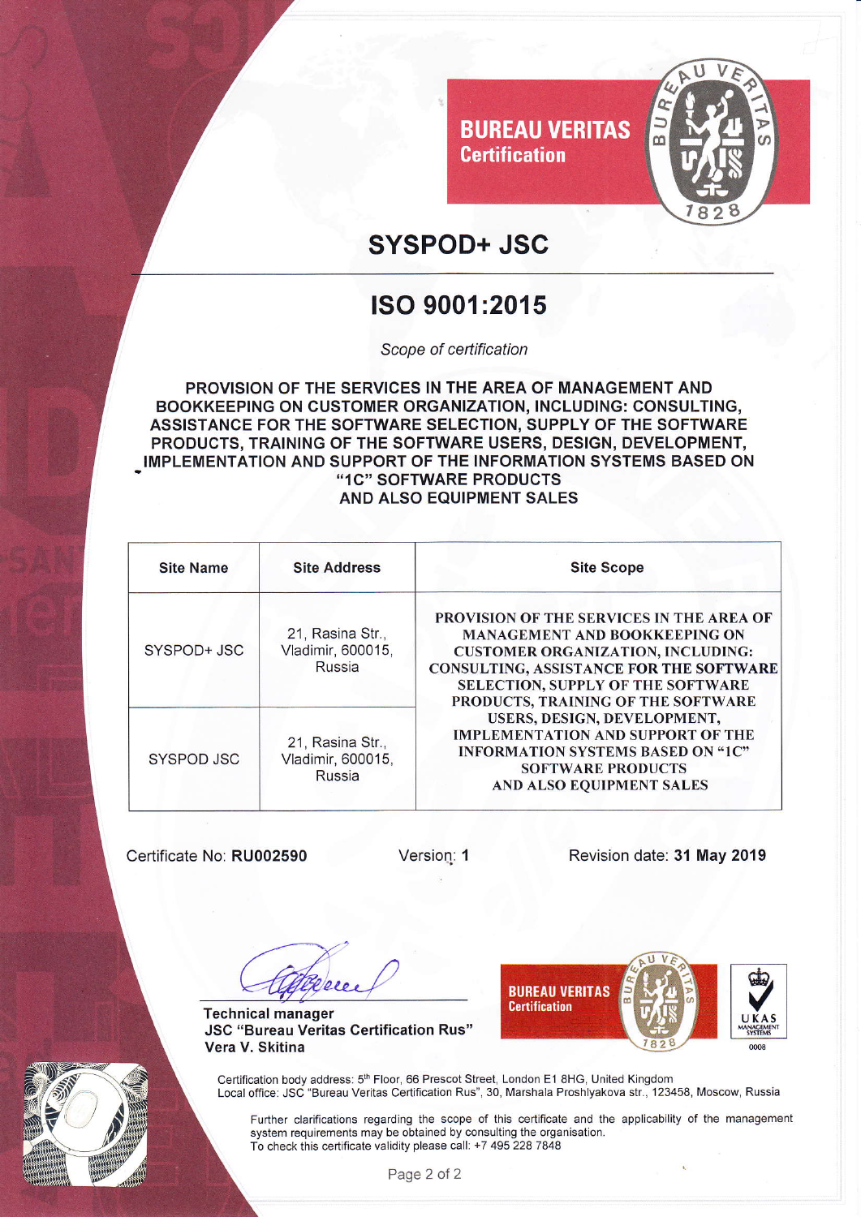BUREAU VERITAS
Certification

# SYSPOD+ JSC

## ISO 9001:2015

*Scope of certification*

**PROVISION OF THE SERVICES IN THE AREA OF MANAGEMENT AND BOOKKEEPING ON CUSTOMER ORGANIZATION, INCLUDING: CONSULTING, ASSISTANCE FOR THE SOFTWARE SELECTION, SUPPLY OF THE SOFTWARE PRODUCTS, TRAINING OF THE SOFTWARE USERS, DESIGN, DEVELOPMENT, IMPLEMENTATION AND SUPPORT OF THE INFORMATION SYSTEMS BASED ON "1C" SOFTWARE PRODUCTS AND ALSO EQUIPMENT SALES**

| Site Name | Site Address | Site Scope |
|---|---|---|
| SYSPOD+ JSC | 21, Rasina Str., Vladimir, 600015, Russia | PROVISION OF THE SERVICES IN THE AREA OF MANAGEMENT AND BOOKKEEPING ON CUSTOMER ORGANIZATION, INCLUDING: CONSULTING, ASSISTANCE FOR THE SOFTWARE SELECTION, SUPPLY OF THE SOFTWARE PRODUCTS, TRAINING OF THE SOFTWARE USERS, DESIGN, DEVELOPMENT, IMPLEMENTATION AND SUPPORT OF THE INFORMATION SYSTEMS BASED ON "1C" SOFTWARE PRODUCTS AND ALSO EQUIPMENT SALES |
| SYSPOD JSC | 21, Rasina Str., Vladimir, 600015, Russia | |

Certificate No: **RU002590** Version: **1** Revision date: **31 May 2019**

**Technical manager**
**JSC "Bureau Veritas Certification Rus"**
**Vera V. Skitina**

BUREAU VERITAS Certification

UKAS MANAGEMENT SYSTEMS 0008

Certification body address: 5th Floor, 66 Prescot Street, London E1 8HG, United Kingdom
Local office: JSC "Bureau Veritas Certification Rus", 30, Marshala Proshlyakova str., 123458, Moscow, Russia

Further clarifications regarding the scope of this certificate and the applicability of the management system requirements may be obtained by consulting the organisation.
To check this certificate validity please call: +7 495 228 7848